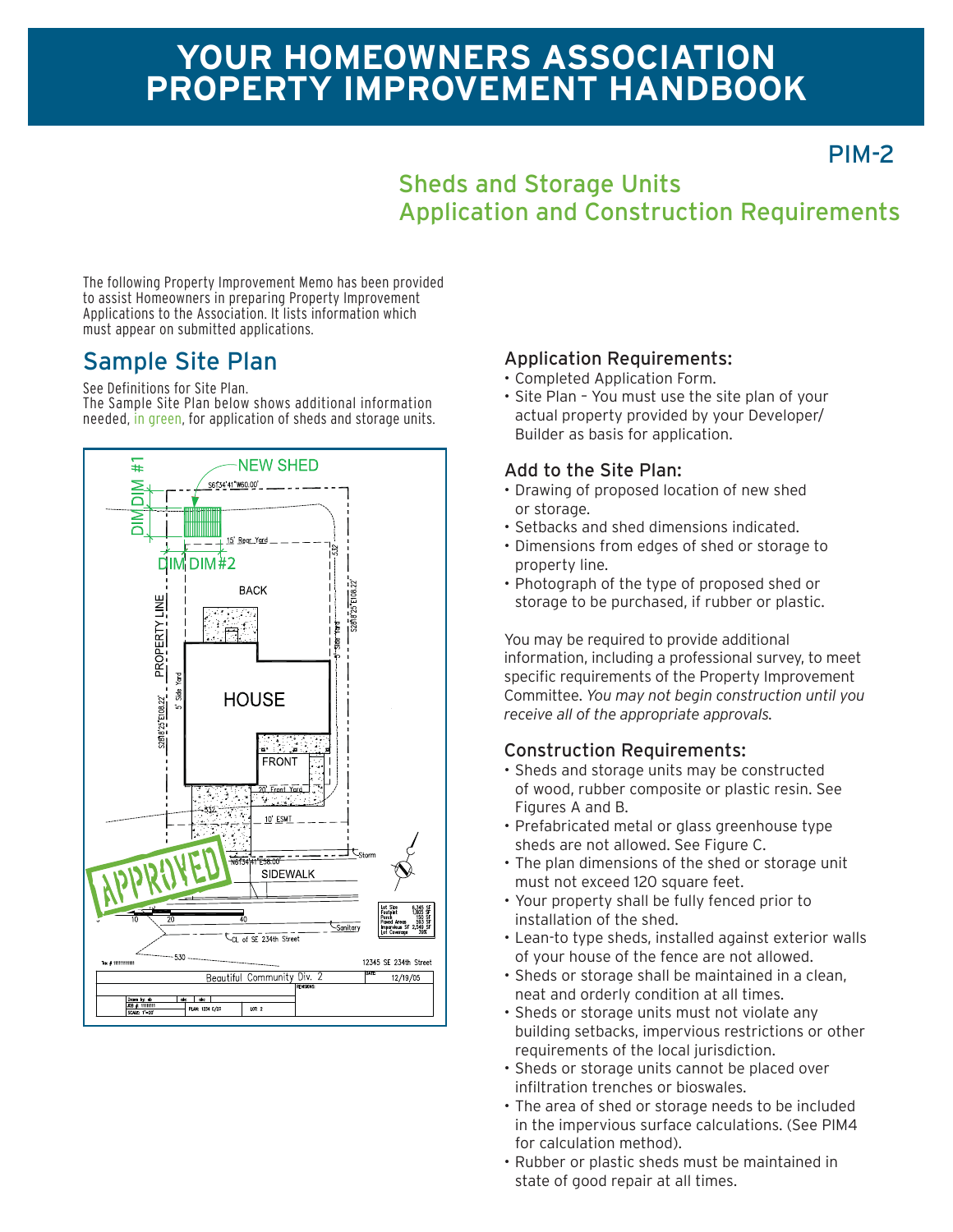# YOUR HOMEOWNERS ASSOCIATION PROPERTY IMPROVEMENT HANDBOOK

PIM-2

## Sheds and Storage Units Application and Construction Requirements

The following Property Improvement Memo has been provided to assist Homeowners in preparing Property Improvement Applications to the Association. It lists information which must appear on submitted applications.

## Sample Site Plan

See Definitions for Site Plan.
The Sample Site Plan below shows additional information needed, in green, for application of sheds and storage units.

### Application Requirements:

- Completed Application Form.
- Site Plan – You must use the site plan of your actual property provided by your Developer/ Builder as basis for application.

### Add to the Site Plan:

- Drawing of proposed location of new shed or storage.
- Setbacks and shed dimensions indicated.
- Dimensions from edges of shed or storage to property line.
- Photograph of the type of proposed shed or storage to be purchased, if rubber or plastic.

You may be required to provide additional information, including a professional survey, to meet specific requirements of the Property Improvement Committee. *You may not begin construction until you receive all of the appropriate approvals.*

### Construction Requirements:

- Sheds and storage units may be constructed of wood, rubber composite or plastic resin. See Figures A and B.
- Prefabricated metal or glass greenhouse type sheds are not allowed. See Figure C.
- The plan dimensions of the shed or storage unit must not exceed 120 square feet.
- Your property shall be fully fenced prior to installation of the shed.
- Lean-to type sheds, installed against exterior walls of your house of the fence are not allowed.
- Sheds or storage shall be maintained in a clean, neat and orderly condition at all times.
- Sheds or storage units must not violate any building setbacks, impervious restrictions or other requirements of the local jurisdiction.
- Sheds or storage units cannot be placed over infiltration trenches or bioswales.
- The area of shed or storage needs to be included in the impervious surface calculations. (See PIM4 for calculation method).
- Rubber or plastic sheds must be maintained in state of good repair at all times.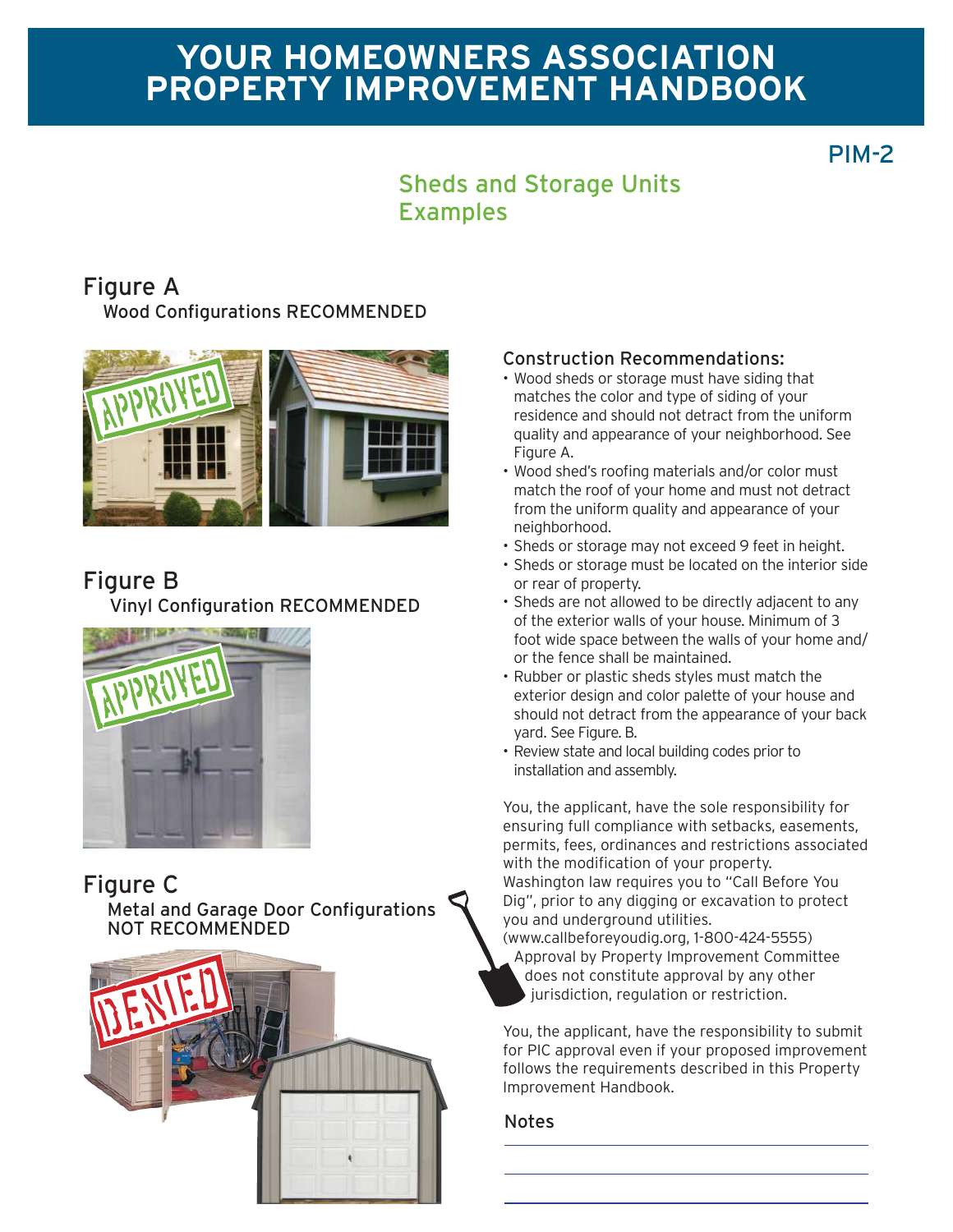# YOUR HOMEOWNERS ASSOCIATION PROPERTY IMPROVEMENT HANDBOOK

PIM-2

## Sheds and Storage Units Examples

### Figure A
Wood Configurations RECOMMENDED

APPROVED

### Figure B
Vinyl Configuration RECOMMENDED

APPROVED

### Figure C
Metal and Garage Door Configurations NOT RECOMMENDED

DENIED

### Construction Recommendations:

- Wood sheds or storage must have siding that matches the color and type of siding of your residence and should not detract from the uniform quality and appearance of your neighborhood. See Figure A.
- Wood shed's roofing materials and/or color must match the roof of your home and must not detract from the uniform quality and appearance of your neighborhood.
- Sheds or storage may not exceed 9 feet in height.
- Sheds or storage must be located on the interior side or rear of property.
- Sheds are not allowed to be directly adjacent to any of the exterior walls of your house. Minimum of 3 foot wide space between the walls of your home and/or the fence shall be maintained.
- Rubber or plastic sheds styles must match the exterior design and color palette of your house and should not detract from the appearance of your back yard. See Figure. B.
- Review state and local building codes prior to installation and assembly.

You, the applicant, have the sole responsibility for ensuring full compliance with setbacks, easements, permits, fees, ordinances and restrictions associated with the modification of your property. Washington law requires you to "Call Before You Dig", prior to any digging or excavation to protect you and underground utilities. (www.callbeforeyoudig.org, 1-800-424-5555) Approval by Property Improvement Committee does not constitute approval by any other jurisdiction, regulation or restriction.

You, the applicant, have the responsibility to submit for PIC approval even if your proposed improvement follows the requirements described in this Property Improvement Handbook.

### Notes